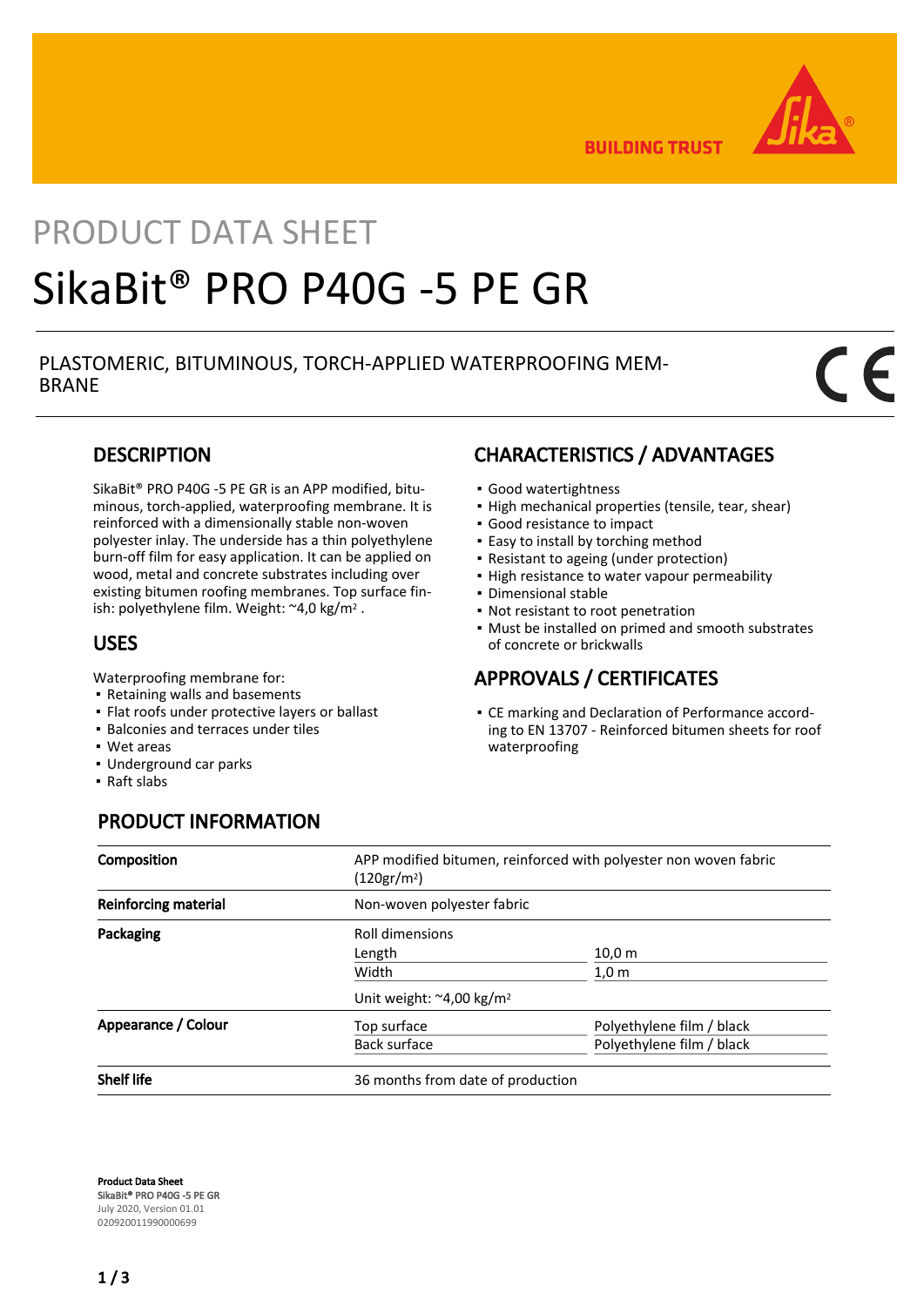BUILDING TRUST

PRODUCT DATA SHEET

# SikaBit® PRO P40G -5 PE GR

PLASTOMERIC, BITUMINOUS, TORCH-APPLIED WATERPROOFING MEMBRANE

## DESCRIPTION

SikaBit® PRO P40G -5 PE GR is an APP modified, bituminous, torch-applied, waterproofing membrane. It is reinforced with a dimensionally stable non-woven polyester inlay. The underside has a thin polyethylene burn-off film for easy application. It can be applied on wood, metal and concrete substrates including over existing bitumen roofing membranes. Top surface finish: polyethylene film. Weight: ~4,0 kg/m$^2$ .

## USES

Waterproofing membrane for:

- Retaining walls and basements
- Flat roofs under protective layers or ballast
- Balconies and terraces under tiles
- Wet areas
- Underground car parks
- Raft slabs

## CHARACTERISTICS / ADVANTAGES

- Good watertightness
- High mechanical properties (tensile, tear, shear)
- Good resistance to impact
- Easy to install by torching method
- Resistant to ageing (under protection)
- High resistance to water vapour permeability
- Dimensional stable
- Not resistant to root penetration
- Must be installed on primed and smooth substrates of concrete or brickwalls

## APPROVALS / CERTIFICATES

- CE marking and Declaration of Performance according to EN 13707 - Reinforced bitumen sheets for roof waterproofing

## PRODUCT INFORMATION

| | | |
|---|---|---|
| **Composition** | APP modified bitumen, reinforced with polyester non woven fabric (120gr/m$^2$) | |
| **Reinforcing material** | Non-woven polyester fabric | |
| **Packaging** | Roll dimensions | |
| | Length | 10,0 m |
| | Width | 1,0 m |
| | Unit weight: ~4,00 kg/m$^2$ | |
| **Appearance / Colour** | Top surface | Polyethylene film / black |
| | Back surface | Polyethylene film / black |
| **Shelf life** | 36 months from date of production | |

**Product Data Sheet**
**SikaBit® PRO P40G -5 PE GR**
July 2020, Version 01.01
020920011990000699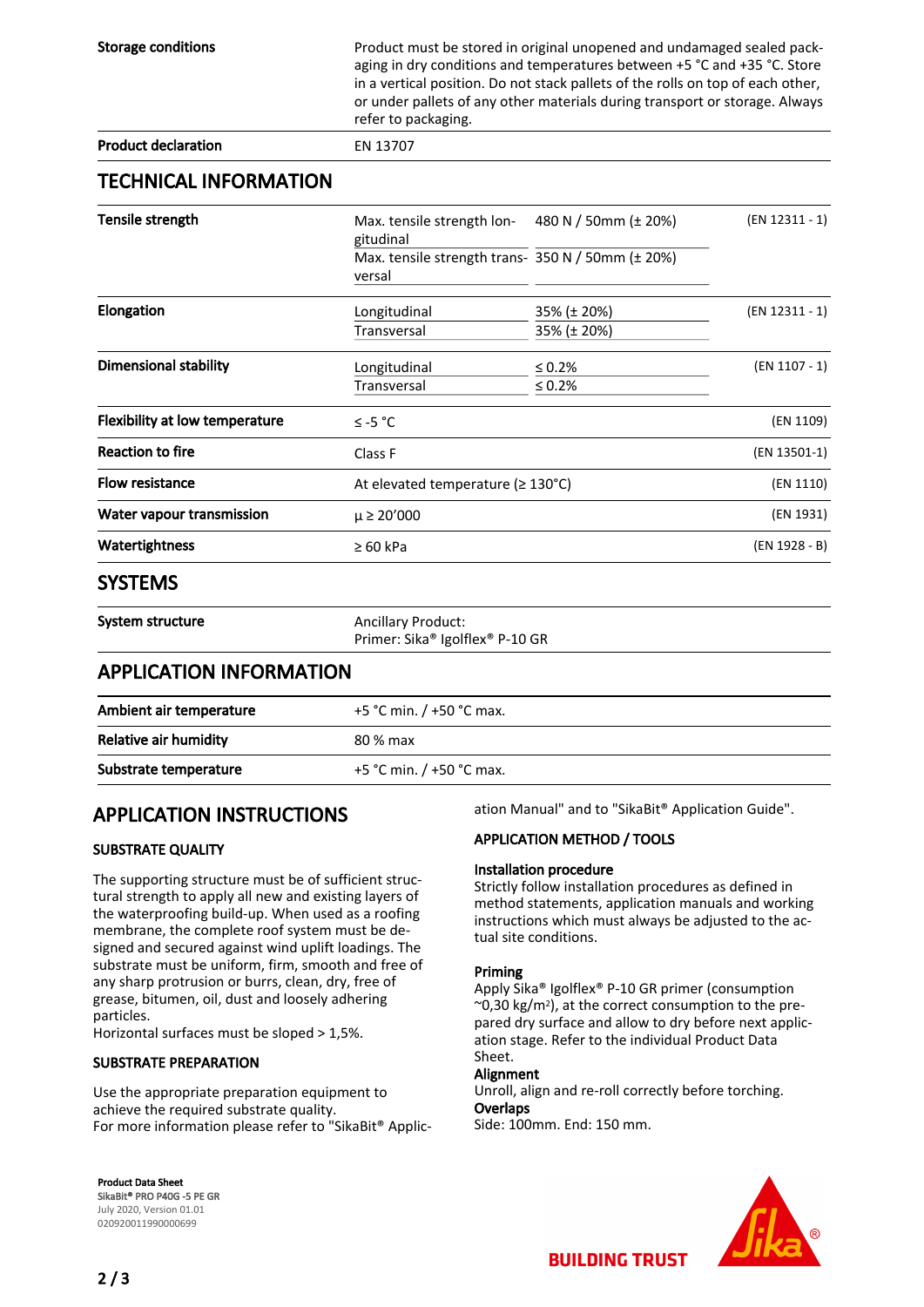| | |
|---|---|
| **Storage conditions** | Product must be stored in original unopened and undamaged sealed packaging in dry conditions and temperatures between +5 °C and +35 °C. Store in a vertical position. Do not stack pallets of the rolls on top of each other, or under pallets of any other materials during transport or storage. Always refer to packaging. |
| **Product declaration** | EN 13707 |

## TECHNICAL INFORMATION

| | | | |
|---|---|---|---|
| **Tensile strength** | Max. tensile strength longitudinal | 480 N / 50mm (± 20%) | (EN 12311 - 1) |
| | Max. tensile strength transversal | 350 N / 50mm (± 20%) | |
| **Elongation** | Longitudinal | 35% (± 20%) | (EN 12311 - 1) |
| | Transversal | 35% (± 20%) | |
| **Dimensional stability** | Longitudinal | ≤ 0.2% | (EN 1107 - 1) |
| | Transversal | ≤ 0.2% | |
| **Flexibility at low temperature** | ≤ -5 °C | | (EN 1109) |
| **Reaction to fire** | Class F | | (EN 13501-1) |
| **Flow resistance** | At elevated temperature (≥ 130°C) | | (EN 1110) |
| **Water vapour transmission** | μ ≥ 20'000 | | (EN 1931) |
| **Watertightness** | ≥ 60 kPa | | (EN 1928 - B) |

## SYSTEMS

| | |
|---|---|
| **System structure** | Ancillary Product:<br>Primer: Sika® Igolflex® P-10 GR |

## APPLICATION INFORMATION

| | |
|---|---|
| **Ambient air temperature** | +5 °C min. / +50 °C max. |
| **Relative air humidity** | 80 % max |
| **Substrate temperature** | +5 °C min. / +50 °C max. |

## APPLICATION INSTRUCTIONS

### SUBSTRATE QUALITY

The supporting structure must be of sufficient structural strength to apply all new and existing layers of the waterproofing build-up. When used as a roofing membrane, the complete roof system must be designed and secured against wind uplift loadings. The substrate must be uniform, firm, smooth and free of any sharp protrusion or burrs, clean, dry, free of grease, bitumen, oil, dust and loosely adhering particles.
Horizontal surfaces must be sloped > 1,5%.

### SUBSTRATE PREPARATION

Use the appropriate preparation equipment to achieve the required substrate quality.
For more information please refer to "SikaBit® Application Manual" and to "SikaBit® Application Guide".

### APPLICATION METHOD / TOOLS

**Installation procedure**
Strictly follow installation procedures as defined in method statements, application manuals and working instructions which must always be adjusted to the actual site conditions.

**Priming**
Apply Sika® Igolflex® P-10 GR primer (consumption ~0,30 kg/m²), at the correct consumption to the prepared dry surface and allow to dry before next application stage. Refer to the individual Product Data Sheet.

**Alignment**
Unroll, align and re-roll correctly before torching.

**Overlaps**
Side: 100mm. End: 150 mm.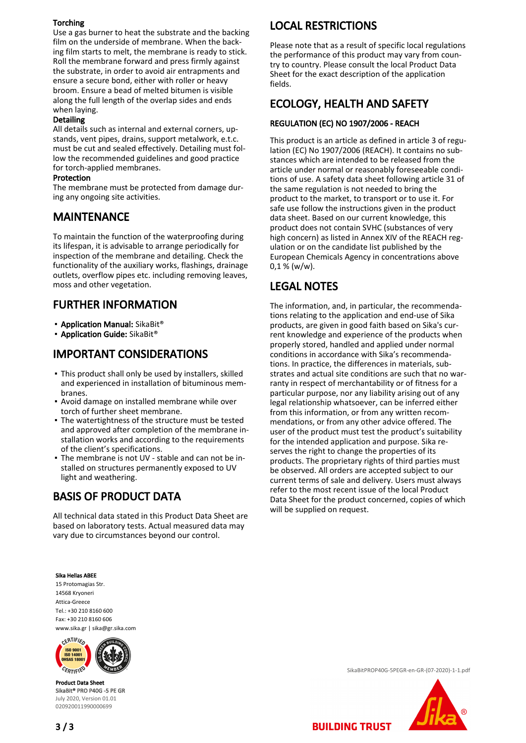**Torching**

Use a gas burner to heat the substrate and the backing film on the underside of membrane. When the backing film starts to melt, the membrane is ready to stick. Roll the membrane forward and press firmly against the substrate, in order to avoid air entrapments and ensure a secure bond, either with roller or heavy broom. Ensure a bead of melted bitumen is visible along the full length of the overlap sides and ends when laying.

**Detailing**

All details such as internal and external corners, upstands, vent pipes, drains, support metalwork, e.t.c. must be cut and sealed effectively. Detailing must follow the recommended guidelines and good practice for torch-applied membranes.

**Protection**

The membrane must be protected from damage during any ongoing site activities.

## MAINTENANCE

To maintain the function of the waterproofing during its lifespan, it is advisable to arrange periodically for inspection of the membrane and detailing. Check the functionality of the auxiliary works, flashings, drainage outlets, overflow pipes etc. including removing leaves, moss and other vegetation.

## FURTHER INFORMATION

- **Application Manual:** SikaBit®
- **Application Guide:** SikaBit®

## IMPORTANT CONSIDERATIONS

- This product shall only be used by installers, skilled and experienced in installation of bituminous membranes.
- Avoid damage on installed membrane while over torch of further sheet membrane.
- The watertightness of the structure must be tested and approved after completion of the membrane installation works and according to the requirements of the client's specifications.
- The membrane is not UV - stable and can not be installed on structures permanently exposed to UV light and weathering.

## BASIS OF PRODUCT DATA

All technical data stated in this Product Data Sheet are based on laboratory tests. Actual measured data may vary due to circumstances beyond our control.

## LOCAL RESTRICTIONS

Please note that as a result of specific local regulations the performance of this product may vary from country to country. Please consult the local Product Data Sheet for the exact description of the application fields.

## ECOLOGY, HEALTH AND SAFETY

### REGULATION (EC) NO 1907/2006 - REACH

This product is an article as defined in article 3 of regulation (EC) No 1907/2006 (REACH). It contains no substances which are intended to be released from the article under normal or reasonably foreseeable conditions of use. A safety data sheet following article 31 of the same regulation is not needed to bring the product to the market, to transport or to use it. For safe use follow the instructions given in the product data sheet. Based on our current knowledge, this product does not contain SVHC (substances of very high concern) as listed in Annex XIV of the REACH regulation or on the candidate list published by the European Chemicals Agency in concentrations above 0,1 % (w/w).

## LEGAL NOTES

The information, and, in particular, the recommendations relating to the application and end-use of Sika products, are given in good faith based on Sika's current knowledge and experience of the products when properly stored, handled and applied under normal conditions in accordance with Sika's recommendations. In practice, the differences in materials, substrates and actual site conditions are such that no warranty in respect of merchantability or of fitness for a particular purpose, nor any liability arising out of any legal relationship whatsoever, can be inferred either from this information, or from any written recommendations, or from any other advice offered. The user of the product must test the product's suitability for the intended application and purpose. Sika reserves the right to change the properties of its products. The proprietary rights of third parties must be observed. All orders are accepted subject to our current terms of sale and delivery. Users must always refer to the most recent issue of the local Product Data Sheet for the product concerned, copies of which will be supplied on request.

**Sika Hellas ABEE**
15 Protomagias Str.
14568 Kryoneri
Attica-Greece
Tel.: +30 210 8160 600
Fax: +30 210 8160 606
www.sika.gr | sika@gr.sika.com

**Product Data Sheet**
**SikaBit® PRO P40G -5 PE GR**
July 2020, Version 01.01
020920011990000699

SikaBitPROP40G-5PEGR-en-GR-(07-2020)-1-1.pdf

BUILDING TRUST